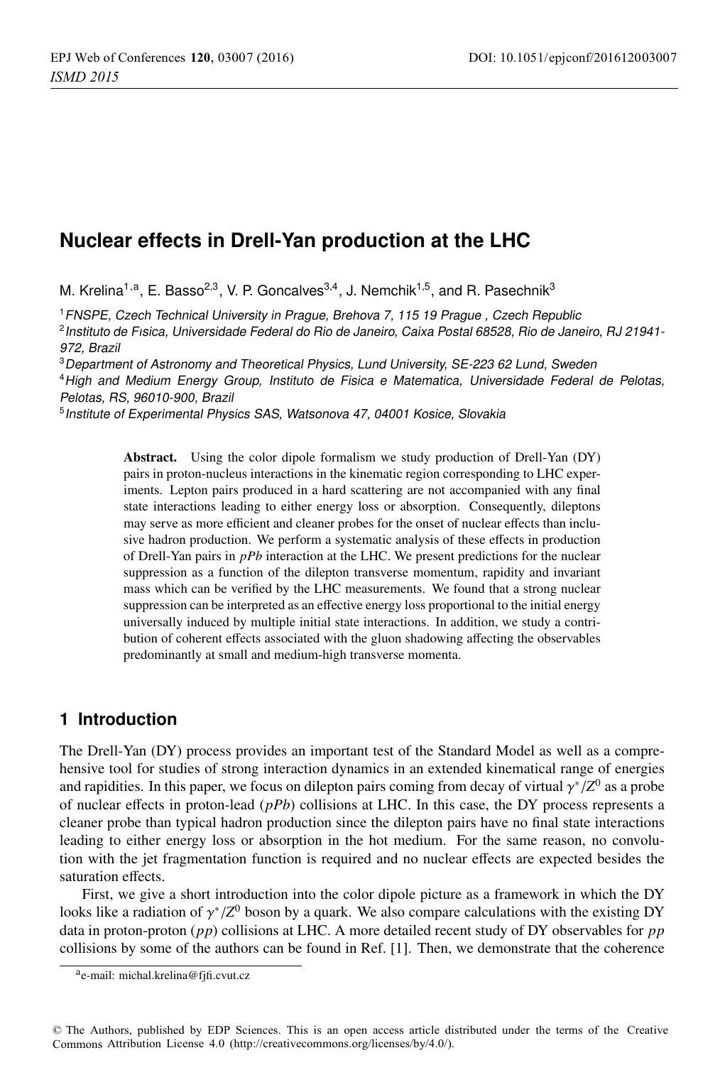# Nuclear effects in Drell-Yan production at the LHC

M. Krelina[1,a], E. Basso[2,3], V. P. Goncalves[3,4], J. Nemchik[1,5], and R. Pasechnik[3]

[1] *FNSPE, Czech Technical University in Prague, Brehova 7, 115 19 Prague , Czech Republic*
[2] *Instituto de Fısica, Universidade Federal do Rio de Janeiro, Caixa Postal 68528, Rio de Janeiro, RJ 21941-972, Brazil*
[3] *Department of Astronomy and Theoretical Physics, Lund University, SE-223 62 Lund, Sweden*
[4] *High and Medium Energy Group, Instituto de Fisica e Matematica, Universidade Federal de Pelotas, Pelotas, RS, 96010-900, Brazil*
[5] *Institute of Experimental Physics SAS, Watsonova 47, 04001 Kosice, Slovakia*

**Abstract.** Using the color dipole formalism we study production of Drell-Yan (DY) pairs in proton-nucleus interactions in the kinematic region corresponding to LHC experiments. Lepton pairs produced in a hard scattering are not accompanied with any final state interactions leading to either energy loss or absorption. Consequently, dileptons may serve as more efficient and cleaner probes for the onset of nuclear effects than inclusive hadron production. We perform a systematic analysis of these effects in production of Drell-Yan pairs in *pPb* interaction at the LHC. We present predictions for the nuclear suppression as a function of the dilepton transverse momentum, rapidity and invariant mass which can be verified by the LHC measurements. We found that a strong nuclear suppression can be interpreted as an effective energy loss proportional to the initial energy universally induced by multiple initial state interactions. In addition, we study a contribution of coherent effects associated with the gluon shadowing affecting the observables predominantly at small and medium-high transverse momenta.

## 1 Introduction

The Drell-Yan (DY) process provides an important test of the Standard Model as well as a comprehensive tool for studies of strong interaction dynamics in an extended kinematical range of energies and rapidities. In this paper, we focus on dilepton pairs coming from decay of virtual $\gamma^*/Z^0$ as a probe of nuclear effects in proton-lead (*pPb*) collisions at LHC. In this case, the DY process represents a cleaner probe than typical hadron production since the dilepton pairs have no final state interactions leading to either energy loss or absorption in the hot medium. For the same reason, no convolution with the jet fragmentation function is required and no nuclear effects are expected besides the saturation effects.

First, we give a short introduction into the color dipole picture as a framework in which the DY looks like a radiation of $\gamma^*/Z^0$ boson by a quark. We also compare calculations with the existing DY data in proton-proton (*pp*) collisions at LHC. A more detailed recent study of DY observables for *pp* collisions by some of the authors can be found in Ref. [1]. Then, we demonstrate that the coherence

[a] e-mail: michal.krelina@fjfi.cvut.cz

© The Authors, published by EDP Sciences. This is an open access article distributed under the terms of the Creative Commons Attribution License 4.0 (http://creativecommons.org/licenses/by/4.0/).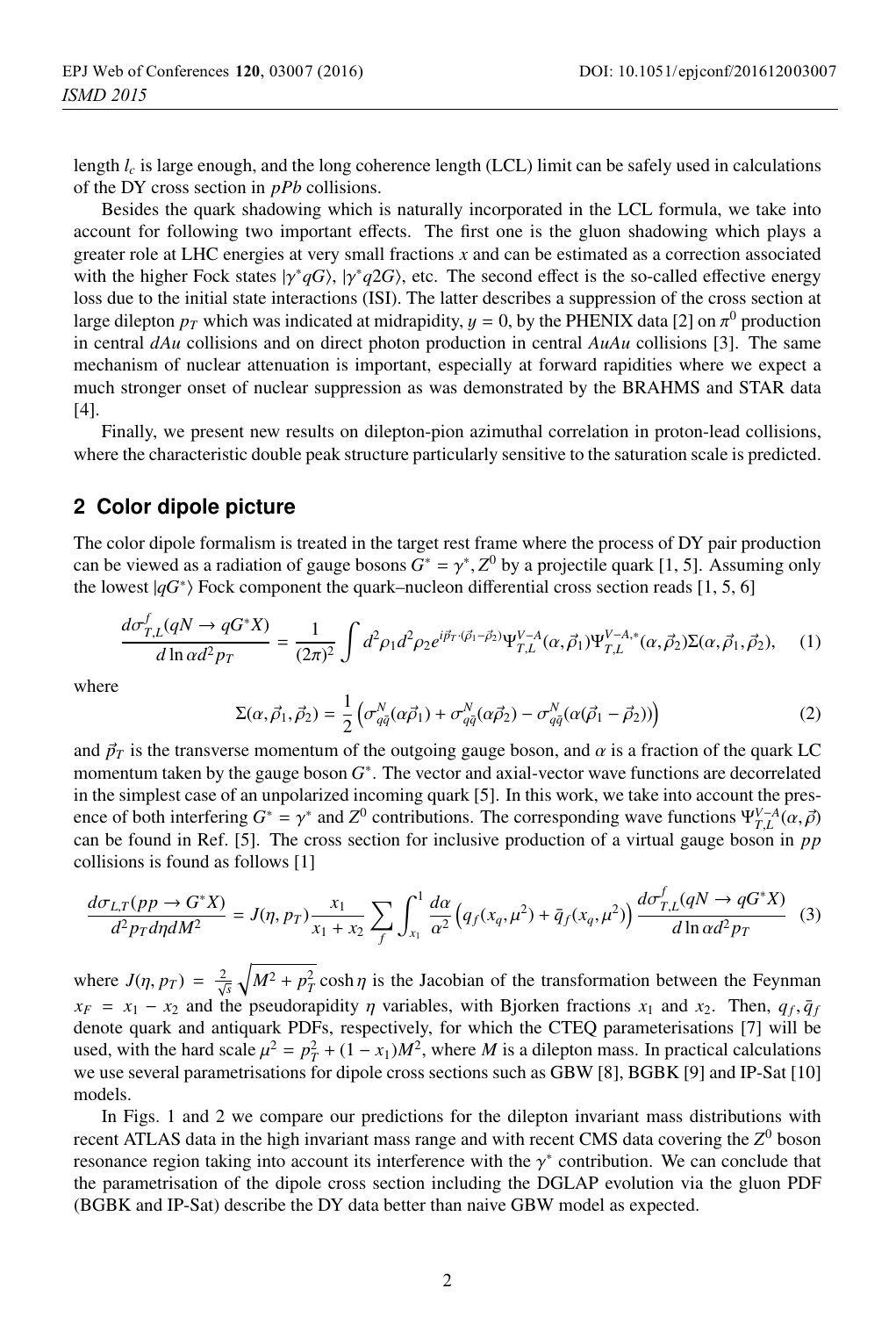length $l_c$ is large enough, and the long coherence length (LCL) limit can be safely used in calculations of the DY cross section in *pPb* collisions.

Besides the quark shadowing which is naturally incorporated in the LCL formula, we take into account for following two important effects. The first one is the gluon shadowing which plays a greater role at LHC energies at very small fractions $x$ and can be estimated as a correction associated with the higher Fock states $|\gamma^* qG\rangle$, $|\gamma^* q2G\rangle$, etc. The second effect is the so-called effective energy loss due to the initial state interactions (ISI). The latter describes a suppression of the cross section at large dilepton $p_T$ which was indicated at midrapidity, $y = 0$, by the PHENIX data [2] on $\pi^0$ production in central *dAu* collisions and on direct photon production in central *AuAu* collisions [3]. The same mechanism of nuclear attenuation is important, especially at forward rapidities where we expect a much stronger onset of nuclear suppression as was demonstrated by the BRAHMS and STAR data [4].

Finally, we present new results on dilepton-pion azimuthal correlation in proton-lead collisions, where the characteristic double peak structure particularly sensitive to the saturation scale is predicted.

## 2 Color dipole picture

The color dipole formalism is treated in the target rest frame where the process of DY pair production can be viewed as a radiation of gauge bosons $G^* = \gamma^*, Z^0$ by a projectile quark [1, 5]. Assuming only the lowest $|qG^*\rangle$ Fock component the quark–nucleon differential cross section reads [1, 5, 6]

$$\frac{d\sigma^f_{T,L}(qN \to qG^*X)}{d\ln\alpha d^2p_T} = \frac{1}{(2\pi)^2}\int d^2\rho_1 d^2\rho_2 e^{i\vec{p}_T\cdot(\vec{\rho}_1-\vec{\rho}_2)}\Psi^{V-A}_{T,L}(\alpha,\vec{\rho}_1)\Psi^{V-A,*}_{T,L}(\alpha,\vec{\rho}_2)\Sigma(\alpha,\vec{\rho}_1,\vec{\rho}_2), \quad (1)$$

where

$$\Sigma(\alpha,\vec{\rho}_1,\vec{\rho}_2) = \frac{1}{2}\left(\sigma^N_{q\bar{q}}(\alpha\vec{\rho}_1) + \sigma^N_{q\bar{q}}(\alpha\vec{\rho}_2) - \sigma^N_{q\bar{q}}(\alpha(\vec{\rho}_1 - \vec{\rho}_2))\right) \quad (2)$$

and $\vec{p}_T$ is the transverse momentum of the outgoing gauge boson, and $\alpha$ is a fraction of the quark LC momentum taken by the gauge boson $G^*$. The vector and axial-vector wave functions are decorrelated in the simplest case of an unpolarized incoming quark [5]. In this work, we take into account the presence of both interfering $G^* = \gamma^*$ and $Z^0$ contributions. The corresponding wave functions $\Psi^{V-A}_{T,L}(\alpha,\vec{\rho})$ can be found in Ref. [5]. The cross section for inclusive production of a virtual gauge boson in *pp* collisions is found as follows [1]

$$\frac{d\sigma_{L,T}(pp \to G^*X)}{d^2p_T d\eta dM^2} = J(\eta, p_T)\frac{x_1}{x_1+x_2}\sum_f\int_{x_1}^1 \frac{d\alpha}{\alpha^2}\left(q_f(x_q,\mu^2) + \bar{q}_f(x_q,\mu^2)\right)\frac{d\sigma^f_{T,L}(qN \to qG^*X)}{d\ln\alpha d^2p_T} \quad (3)$$

where $J(\eta, p_T) = \frac{2}{\sqrt{s}}\sqrt{M^2 + p_T^2}\cosh\eta$ is the Jacobian of the transformation between the Feynman $x_F = x_1 - x_2$ and the pseudorapidity $\eta$ variables, with Bjorken fractions $x_1$ and $x_2$. Then, $q_f, \bar{q}_f$ denote quark and antiquark PDFs, respectively, for which the CTEQ parameterisations [7] will be used, with the hard scale $\mu^2 = p_T^2 + (1 - x_1)M^2$, where $M$ is a dilepton mass. In practical calculations we use several parametrisations for dipole cross sections such as GBW [8], BGBK [9] and IP-Sat [10] models.

In Figs. 1 and 2 we compare our predictions for the dilepton invariant mass distributions with recent ATLAS data in the high invariant mass range and with recent CMS data covering the $Z^0$ boson resonance region taking into account its interference with the $\gamma^*$ contribution. We can conclude that the parametrisation of the dipole cross section including the DGLAP evolution via the gluon PDF (BGBK and IP-Sat) describe the DY data better than naive GBW model as expected.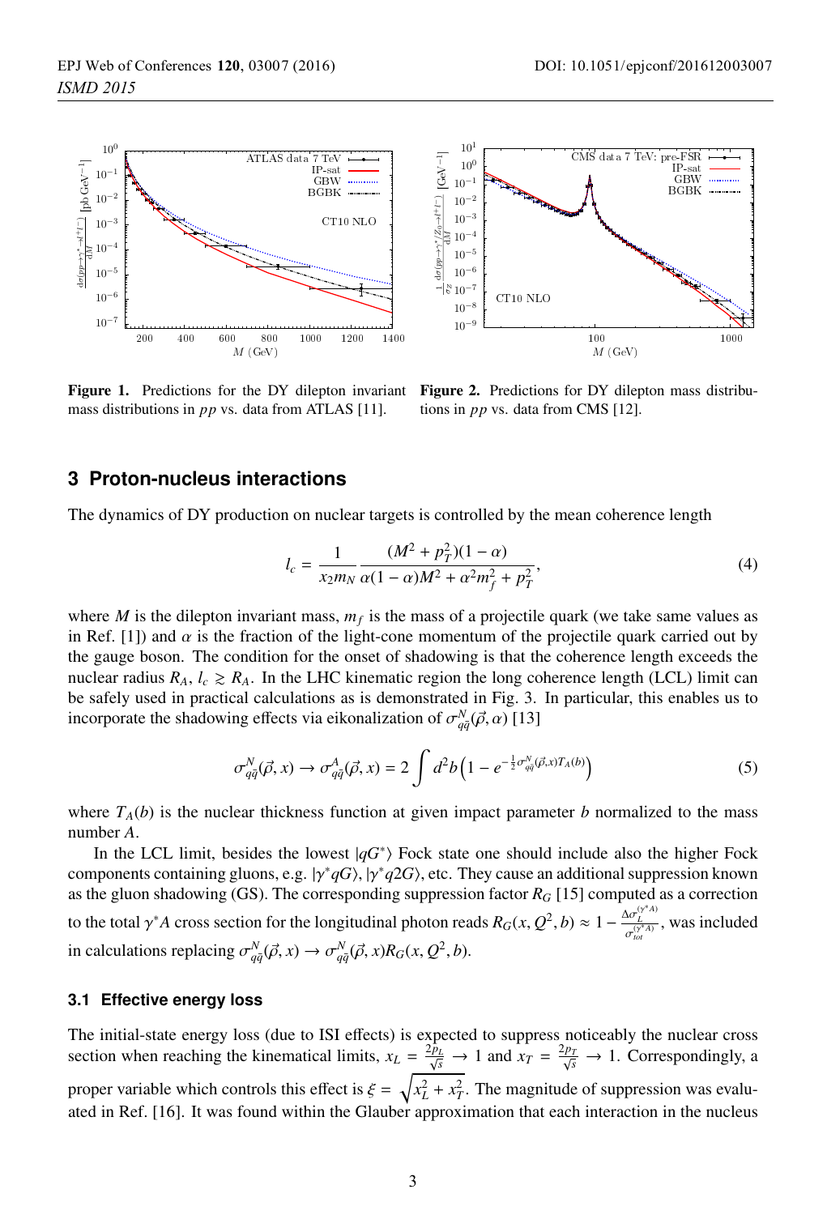**Figure 1.** Predictions for the DY dilepton invariant mass distributions in $pp$ vs. data from ATLAS [11].

**Figure 2.** Predictions for DY dilepton mass distributions in $pp$ vs. data from CMS [12].

## 3 Proton-nucleus interactions

The dynamics of DY production on nuclear targets is controlled by the mean coherence length

$$l_c = \frac{1}{x_2 m_N} \frac{(M^2 + p_T^2)(1-\alpha)}{\alpha(1-\alpha)M^2 + \alpha^2 m_f^2 + p_T^2}, \tag{4}$$

where $M$ is the dilepton invariant mass, $m_f$ is the mass of a projectile quark (we take same values as in Ref. [1]) and $\alpha$ is the fraction of the light-cone momentum of the projectile quark carried out by the gauge boson. The condition for the onset of shadowing is that the coherence length exceeds the nuclear radius $R_A$, $l_c \gtrsim R_A$. In the LHC kinematic region the long coherence length (LCL) limit can be safely used in practical calculations as is demonstrated in Fig. 3. In particular, this enables us to incorporate the shadowing effects via eikonalization of $\sigma^N_{q\bar{q}}(\vec{\rho}, \alpha)$ [13]

$$\sigma^N_{q\bar{q}}(\vec{\rho}, x) \to \sigma^A_{q\bar{q}}(\vec{\rho}, x) = 2 \int d^2b \left(1 - e^{-\frac{1}{2}\sigma^N_{q\bar{q}}(\vec{\rho}, x) T_A(b)}\right) \tag{5}$$

where $T_A(b)$ is the nuclear thickness function at given impact parameter $b$ normalized to the mass number $A$.

In the LCL limit, besides the lowest $|qG^*\rangle$ Fock state one should include also the higher Fock components containing gluons, e.g. $|\gamma^* qG\rangle$, $|\gamma^* q2G\rangle$, etc. They cause an additional suppression known as the gluon shadowing (GS). The corresponding suppression factor $R_G$ [15] computed as a correction to the total $\gamma^* A$ cross section for the longitudinal photon reads $R_G(x, Q^2, b) \approx 1 - \frac{\Delta\sigma_L^{(\gamma^* A)}}{\sigma_{tot}^{(\gamma^* A)}}$, was included in calculations replacing $\sigma^N_{q\bar{q}}(\vec{\rho}, x) \to \sigma^N_{q\bar{q}}(\vec{\rho}, x) R_G(x, Q^2, b)$.

### 3.1 Effective energy loss

The initial-state energy loss (due to ISI effects) is expected to suppress noticeably the nuclear cross section when reaching the kinematical limits, $x_L = \frac{2p_L}{\sqrt{s}} \to 1$ and $x_T = \frac{2p_T}{\sqrt{s}} \to 1$. Correspondingly, a proper variable which controls this effect is $\xi = \sqrt{x_L^2 + x_T^2}$. The magnitude of suppression was evaluated in Ref. [16]. It was found within the Glauber approximation that each interaction in the nucleus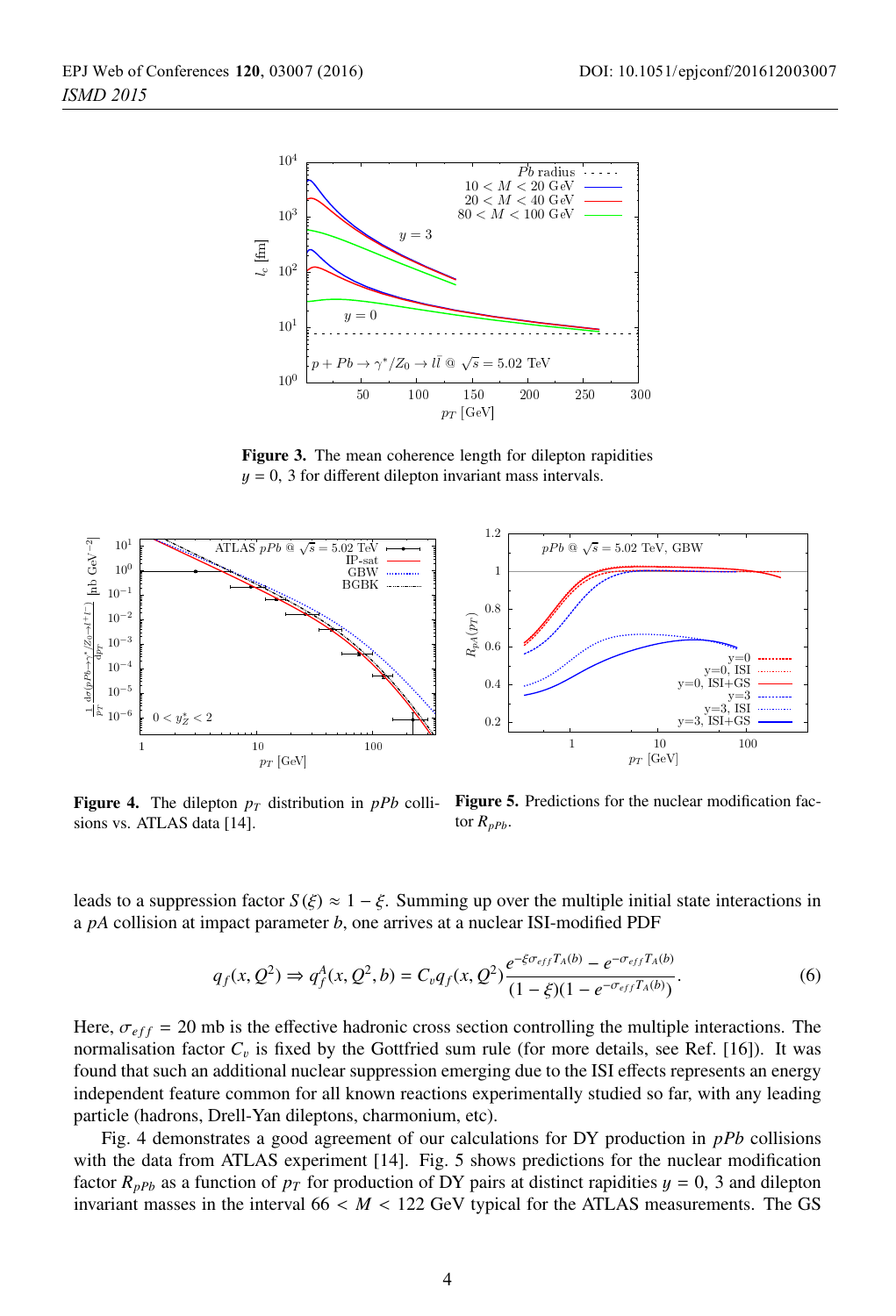Figure 3. The mean coherence length for dilepton rapidities $y = 0,\ 3$ for different dilepton invariant mass intervals.

**Figure 4.** The dilepton $p_T$ distribution in $pPb$ collisions vs. ATLAS data [14].

**Figure 5.** Predictions for the nuclear modification factor $R_{pPb}$.

leads to a suppression factor $S(\xi) \approx 1 - \xi$. Summing up over the multiple initial state interactions in a $pA$ collision at impact parameter $b$, one arrives at a nuclear ISI-modified PDF

$$q_f(x, Q^2) \Rightarrow q_f^A(x, Q^2, b) = C_v q_f(x, Q^2) \frac{e^{-\xi\sigma_{eff}T_A(b)} - e^{-\sigma_{eff}T_A(b)}}{(1-\xi)(1 - e^{-\sigma_{eff}T_A(b)})}. \tag{6}$$

Here, $\sigma_{eff} = 20$ mb is the effective hadronic cross section controlling the multiple interactions. The normalisation factor $C_v$ is fixed by the Gottfried sum rule (for more details, see Ref. [16]). It was found that such an additional nuclear suppression emerging due to the ISI effects represents an energy independent feature common for all known reactions experimentally studied so far, with any leading particle (hadrons, Drell-Yan dileptons, charmonium, etc).

Fig. 4 demonstrates a good agreement of our calculations for DY production in $pPb$ collisions with the data from ATLAS experiment [14]. Fig. 5 shows predictions for the nuclear modification factor $R_{pPb}$ as a function of $p_T$ for production of DY pairs at distinct rapidities $y = 0,\ 3$ and dilepton invariant masses in the interval $66 < M < 122$ GeV typical for the ATLAS measurements. The GS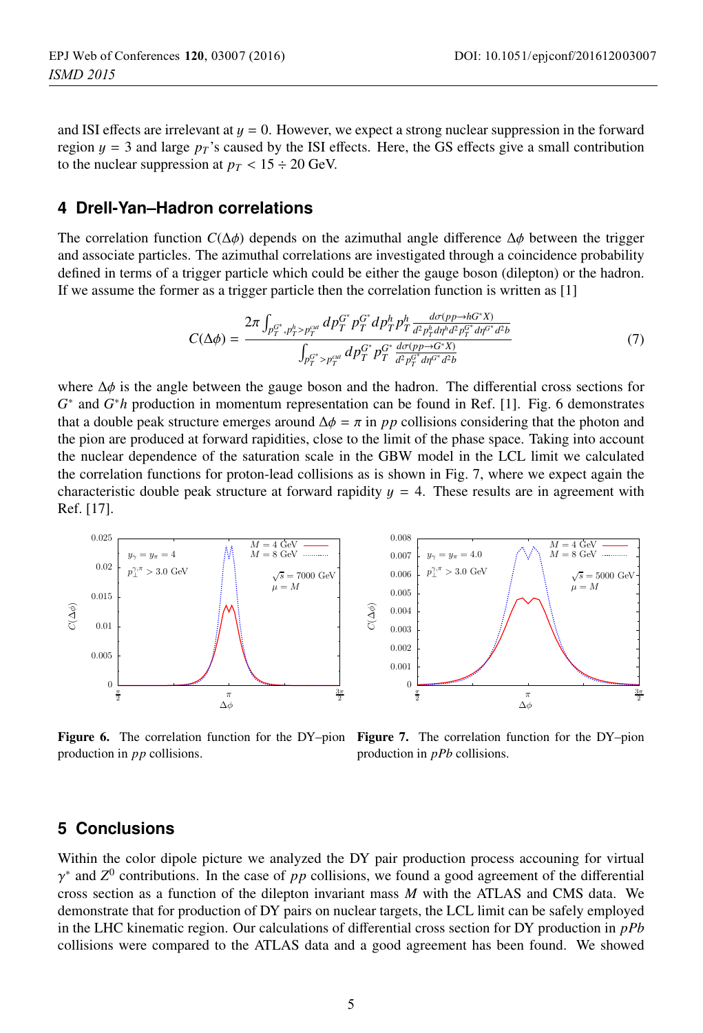and ISI effects are irrelevant at $y = 0$. However, we expect a strong nuclear suppression in the forward region $y = 3$ and large $p_T$'s caused by the ISI effects. Here, the GS effects give a small contribution to the nuclear suppression at $p_T < 15 \div 20$ GeV.

## 4 Drell-Yan–Hadron correlations

The correlation function $C(\Delta\phi)$ depends on the azimuthal angle difference $\Delta\phi$ between the trigger and associate particles. The azimuthal correlations are investigated through a coincidence probability defined in terms of a trigger particle which could be either the gauge boson (dilepton) or the hadron. If we assume the former as a trigger particle then the correlation function is written as [1]

$$C(\Delta\phi) = \frac{2\pi \int_{p_T^{G^*}, p_T^h > p_T^{cut}} dp_T^{G^*} p_T^{G^*} dp_T^h p_T^h \frac{d\sigma(pp \to hG^* X)}{d^2 p_T^h d\eta^h d^2 p_T^{G^*} d\eta^{G^*} d^2 b}}{\int_{p_T^{G^*} > p_T^{cut}} dp_T^{G^*} p_T^{G^*} \frac{d\sigma(pp \to G^* X)}{d^2 p_T^{G^*} d\eta^{G^*} d^2 b}} \tag{7}$$

where $\Delta\phi$ is the angle between the gauge boson and the hadron. The differential cross sections for $G^*$ and $G^*h$ production in momentum representation can be found in Ref. [1]. Fig. 6 demonstrates that a double peak structure emerges around $\Delta\phi = \pi$ in $pp$ collisions considering that the photon and the pion are produced at forward rapidities, close to the limit of the phase space. Taking into account the nuclear dependence of the saturation scale in the GBW model in the LCL limit we calculated the correlation functions for proton-lead collisions as is shown in Fig. 7, where we expect again the characteristic double peak structure at forward rapidity $y = 4$. These results are in agreement with Ref. [17].

**Figure 6.** The correlation function for the DY–pion production in $pp$ collisions.

**Figure 7.** The correlation function for the DY–pion production in $pPb$ collisions.

## 5 Conclusions

Within the color dipole picture we analyzed the DY pair production process accouning for virtual $\gamma^*$ and $Z^0$ contributions. In the case of $pp$ collisions, we found a good agreement of the differential cross section as a function of the dilepton invariant mass $M$ with the ATLAS and CMS data. We demonstrate that for production of DY pairs on nuclear targets, the LCL limit can be safely employed in the LHC kinematic region. Our calculations of differential cross section for DY production in $pPb$ collisions were compared to the ATLAS data and a good agreement has been found. We showed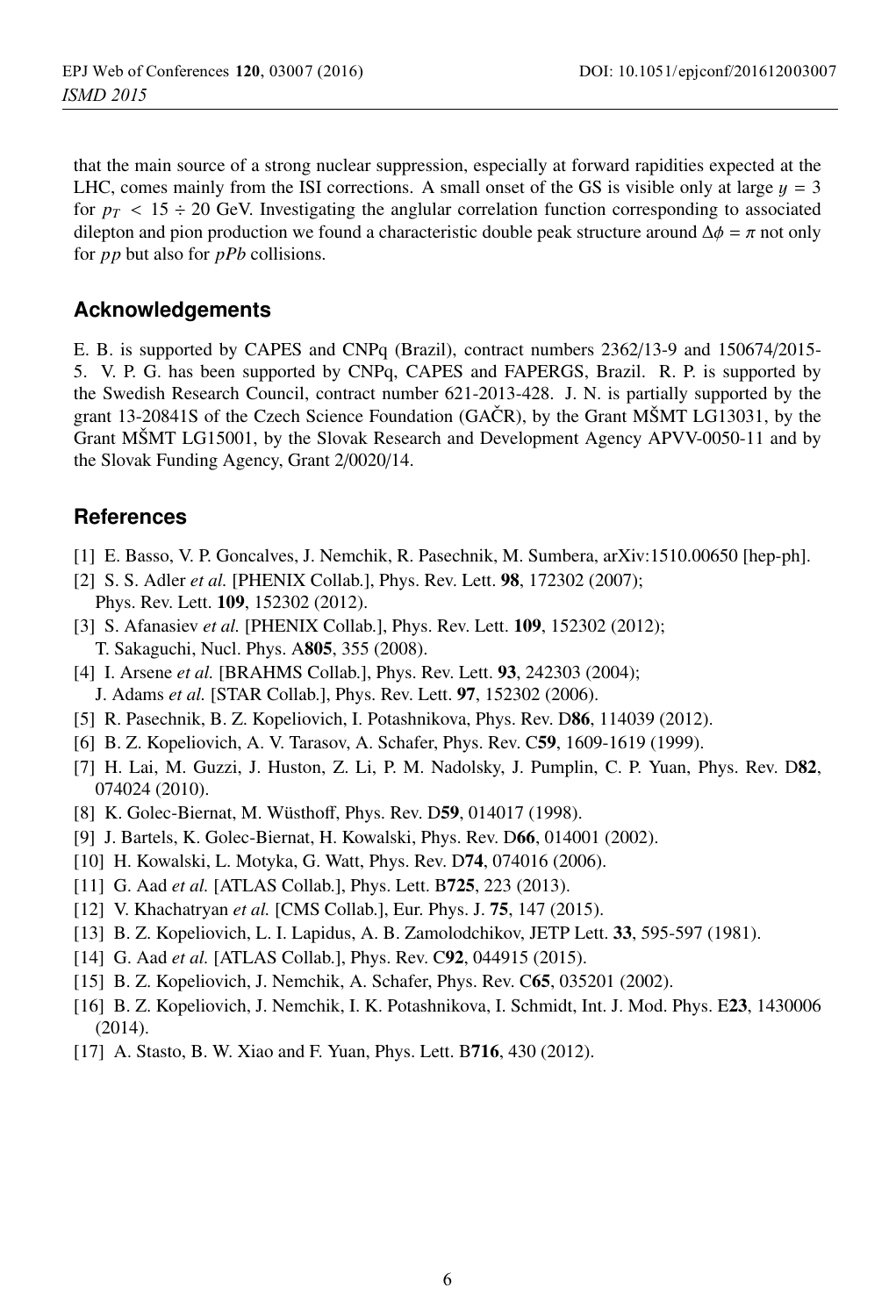that the main source of a strong nuclear suppression, especially at forward rapidities expected at the LHC, comes mainly from the ISI corrections. A small onset of the GS is visible only at large $y = 3$ for $p_T < 15 \div 20$ GeV. Investigating the anglular correlation function corresponding to associated dilepton and pion production we found a characteristic double peak structure around $\Delta\phi = \pi$ not only for *pp* but also for *pPb* collisions.

## Acknowledgements

E. B. is supported by CAPES and CNPq (Brazil), contract numbers 2362/13-9 and 150674/2015-5. V. P. G. has been supported by CNPq, CAPES and FAPERGS, Brazil. R. P. is supported by the Swedish Research Council, contract number 621-2013-428. J. N. is partially supported by the grant 13-20841S of the Czech Science Foundation (GAČR), by the Grant MŠMT LG13031, by the Grant MŠMT LG15001, by the Slovak Research and Development Agency APVV-0050-11 and by the Slovak Funding Agency, Grant 2/0020/14.

## References

[1] E. Basso, V. P. Goncalves, J. Nemchik, R. Pasechnik, M. Sumbera, arXiv:1510.00650 [hep-ph].

[2] S. S. Adler *et al.* [PHENIX Collab.], Phys. Rev. Lett. **98**, 172302 (2007); Phys. Rev. Lett. **109**, 152302 (2012).

[3] S. Afanasiev *et al.* [PHENIX Collab.], Phys. Rev. Lett. **109**, 152302 (2012); T. Sakaguchi, Nucl. Phys. A**805**, 355 (2008).

[4] I. Arsene *et al.* [BRAHMS Collab.], Phys. Rev. Lett. **93**, 242303 (2004); J. Adams *et al.* [STAR Collab.], Phys. Rev. Lett. **97**, 152302 (2006).

[5] R. Pasechnik, B. Z. Kopeliovich, I. Potashnikova, Phys. Rev. D**86**, 114039 (2012).

[6] B. Z. Kopeliovich, A. V. Tarasov, A. Schafer, Phys. Rev. C**59**, 1609-1619 (1999).

[7] H. Lai, M. Guzzi, J. Huston, Z. Li, P. M. Nadolsky, J. Pumplin, C. P. Yuan, Phys. Rev. D**82**, 074024 (2010).

[8] K. Golec-Biernat, M. Wüsthoff, Phys. Rev. D**59**, 014017 (1998).

[9] J. Bartels, K. Golec-Biernat, H. Kowalski, Phys. Rev. D**66**, 014001 (2002).

[10] H. Kowalski, L. Motyka, G. Watt, Phys. Rev. D**74**, 074016 (2006).

[11] G. Aad *et al.* [ATLAS Collab.], Phys. Lett. B**725**, 223 (2013).

[12] V. Khachatryan *et al.* [CMS Collab.], Eur. Phys. J. **75**, 147 (2015).

[13] B. Z. Kopeliovich, L. I. Lapidus, A. B. Zamolodchikov, JETP Lett. **33**, 595-597 (1981).

[14] G. Aad *et al.* [ATLAS Collab.], Phys. Rev. C**92**, 044915 (2015).

[15] B. Z. Kopeliovich, J. Nemchik, A. Schafer, Phys. Rev. C**65**, 035201 (2002).

[16] B. Z. Kopeliovich, J. Nemchik, I. K. Potashnikova, I. Schmidt, Int. J. Mod. Phys. E**23**, 1430006 (2014).

[17] A. Stasto, B. W. Xiao and F. Yuan, Phys. Lett. B**716**, 430 (2012).